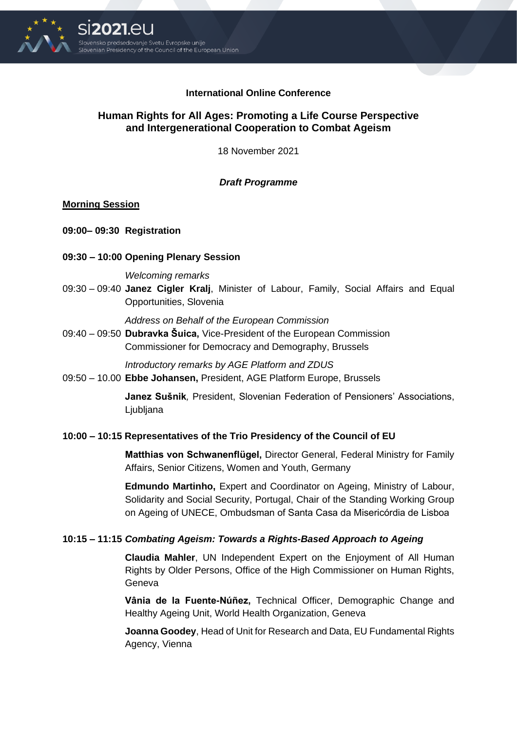**International Online Conference**

# Human Rights for All Ages: Promoting a Life Course Perspective and Intergenerational Cooperation to Combat Ageism

18 November 2021

***Draft Programme***

## Morning Session

**09:00– 09:30 Registration**

**09:30 – 10:00 Opening Plenary Session**

*Welcoming remarks*

09:30 – 09:40 **Janez Cigler Kralj**, Minister of Labour, Family, Social Affairs and Equal Opportunities, Slovenia

*Address on Behalf of the European Commission*

09:40 – 09:50 **Dubravka Šuica,** Vice-President of the European Commission Commissioner for Democracy and Demography, Brussels

*Introductory remarks by AGE Platform and ZDUS*

09:50 – 10.00 **Ebbe Johansen,** President, AGE Platform Europe, Brussels

**Janez Sušnik***,* President, Slovenian Federation of Pensioners' Associations, Ljubljana

**10:00 – 10:15 Representatives of the Trio Presidency of the Council of EU**

**Matthias von Schwanenflügel,** Director General, Federal Ministry for Family Affairs, Senior Citizens, Women and Youth, Germany

**Edmundo Martinho,** Expert and Coordinator on Ageing, Ministry of Labour, Solidarity and Social Security, Portugal, Chair of the Standing Working Group on Ageing of UNECE, Ombudsman of Santa Casa da Misericórdia de Lisboa

**10:15 – 11:15 *Combating Ageism: Towards a Rights-Based Approach to Ageing***

**Claudia Mahler**, UN Independent Expert on the Enjoyment of All Human Rights by Older Persons, Office of the High Commissioner on Human Rights, Geneva

**Vânia de la Fuente-Núñez,** Technical Officer, Demographic Change and Healthy Ageing Unit, World Health Organization, Geneva

**Joanna Goodey**, Head of Unit for Research and Data, EU Fundamental Rights Agency, Vienna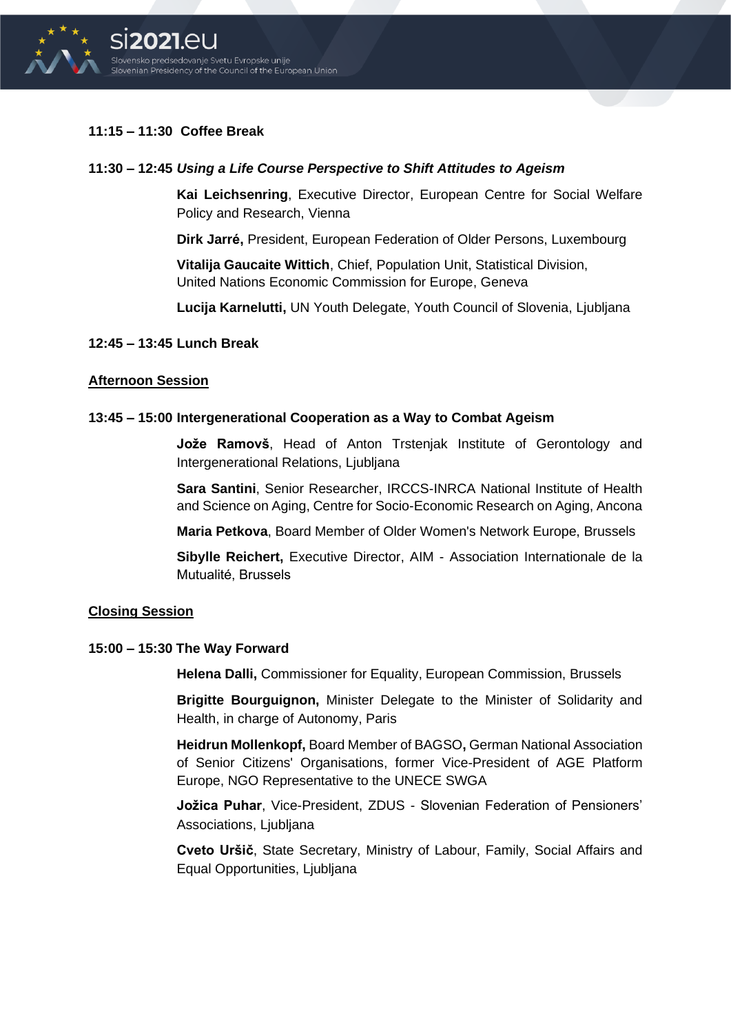**11:15 – 11:30 Coffee Break**

**11:30 – 12:45** ***Using a Life Course Perspective to Shift Attitudes to Ageism***

**Kai Leichsenring**, Executive Director, European Centre for Social Welfare Policy and Research, Vienna

**Dirk Jarré,** President, European Federation of Older Persons, Luxembourg

**Vitalija Gaucaite Wittich**, Chief, Population Unit, Statistical Division, United Nations Economic Commission for Europe, Geneva

**Lucija Karnelutti,** UN Youth Delegate, Youth Council of Slovenia, Ljubljana

**12:45 – 13:45 Lunch Break**

## Afternoon Session

**13:45 – 15:00 Intergenerational Cooperation as a Way to Combat Ageism**

**Jože Ramovš**, Head of Anton Trstenjak Institute of Gerontology and Intergenerational Relations, Ljubljana

**Sara Santini**, Senior Researcher, IRCCS-INRCA National Institute of Health and Science on Aging, Centre for Socio-Economic Research on Aging, Ancona

**Maria Petkova**, Board Member of Older Women's Network Europe, Brussels

**Sibylle Reichert,** Executive Director, AIM - Association Internationale de la Mutualité, Brussels

## Closing Session

**15:00 – 15:30 The Way Forward**

**Helena Dalli,** Commissioner for Equality, European Commission, Brussels

**Brigitte Bourguignon,** Minister Delegate to the Minister of Solidarity and Health, in charge of Autonomy, Paris

**Heidrun Mollenkopf,** Board Member of BAGSO**,** German National Association of Senior Citizens' Organisations, former Vice-President of AGE Platform Europe, NGO Representative to the UNECE SWGA

**Jožica Puhar**, Vice-President, ZDUS - Slovenian Federation of Pensioners' Associations, Ljubljana

**Cveto Uršič**, State Secretary, Ministry of Labour, Family, Social Affairs and Equal Opportunities, Ljubljana